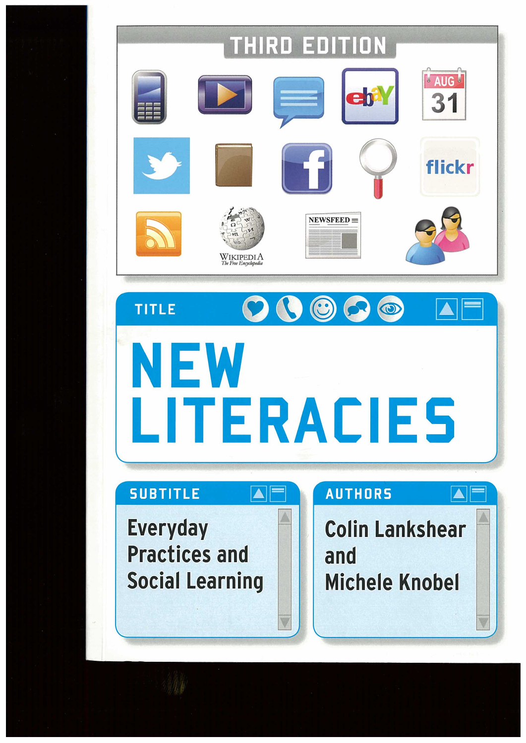THIRD EDITION

# NEW LITERACIES

## Everyday Practices and Social Learning

Colin Lankshear and Michele Knobel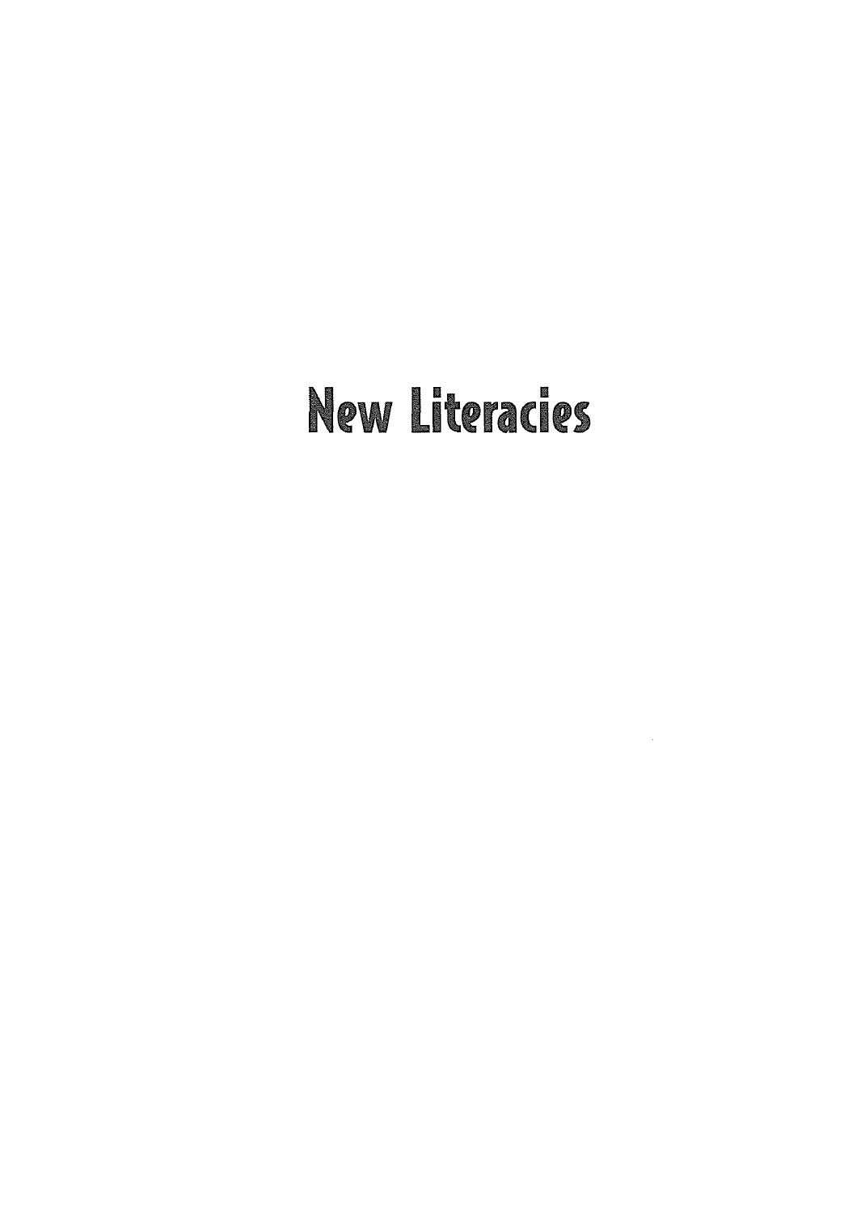# New Literacies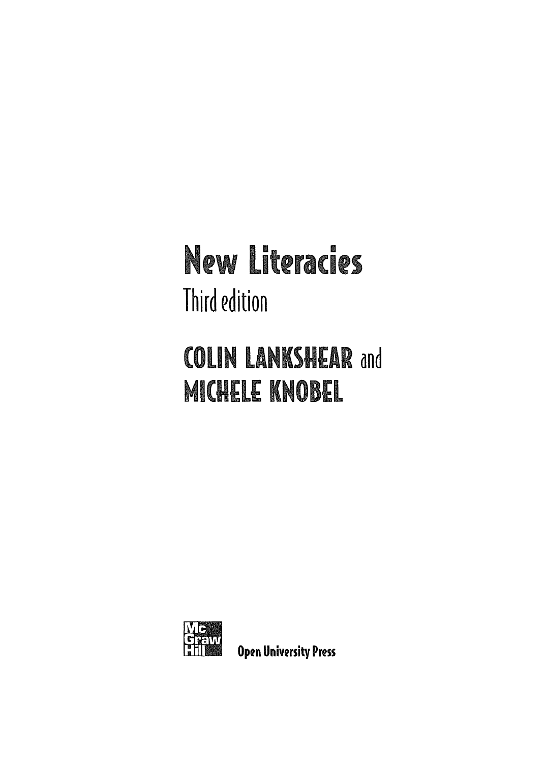# New Literacies

## Third edition

**COLIN LANKSHEAR** and
**MICHELE KNOBEL**

McGraw Hill

Open University Press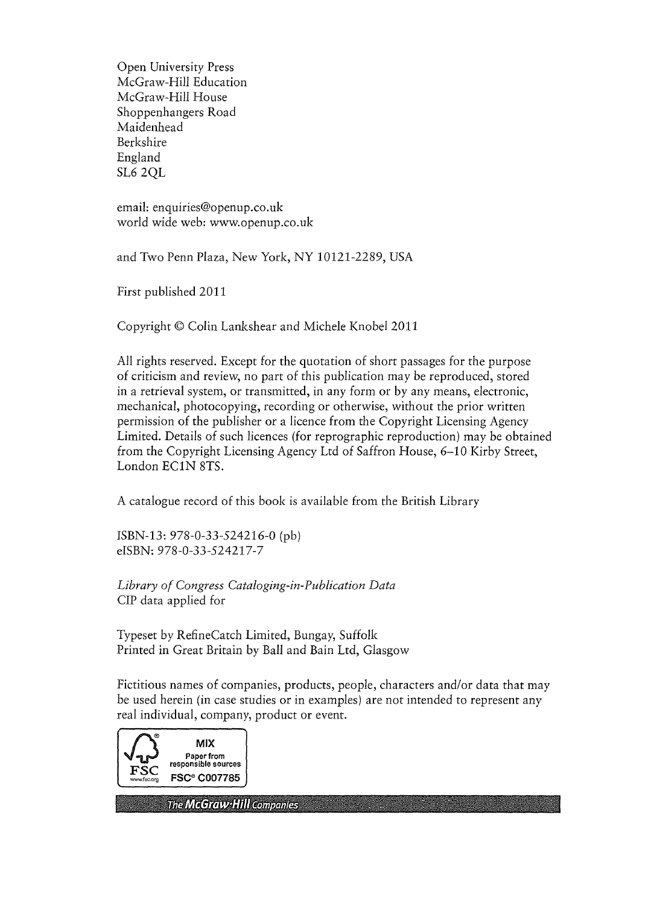Open University Press
McGraw-Hill Education
McGraw-Hill House
Shoppenhangers Road
Maidenhead
Berkshire
England
SL6 2QL

email: enquiries@openup.co.uk
world wide web: www.openup.co.uk

and Two Penn Plaza, New York, NY 10121-2289, USA

First published 2011

Copyright © Colin Lankshear and Michele Knobel 2011

All rights reserved. Except for the quotation of short passages for the purpose of criticism and review, no part of this publication may be reproduced, stored in a retrieval system, or transmitted, in any form or by any means, electronic, mechanical, photocopying, recording or otherwise, without the prior written permission of the publisher or a licence from the Copyright Licensing Agency Limited. Details of such licences (for reprographic reproduction) may be obtained from the Copyright Licensing Agency Ltd of Saffron House, 6–10 Kirby Street, London EC1N 8TS.

A catalogue record of this book is available from the British Library

ISBN-13: 978-0-33-524216-0 (pb)
eISBN: 978-0-33-524217-7

*Library of Congress Cataloging-in-Publication Data*
CIP data applied for

Typeset by RefineCatch Limited, Bungay, Suffolk
Printed in Great Britain by Ball and Bain Ltd, Glasgow

Fictitious names of companies, products, people, characters and/or data that may be used herein (in case studies or in examples) are not intended to represent any real individual, company, product or event.

FSC www.fsc.org
MIX
Paper from responsible sources
FSC® C007785

The McGraw-Hill Companies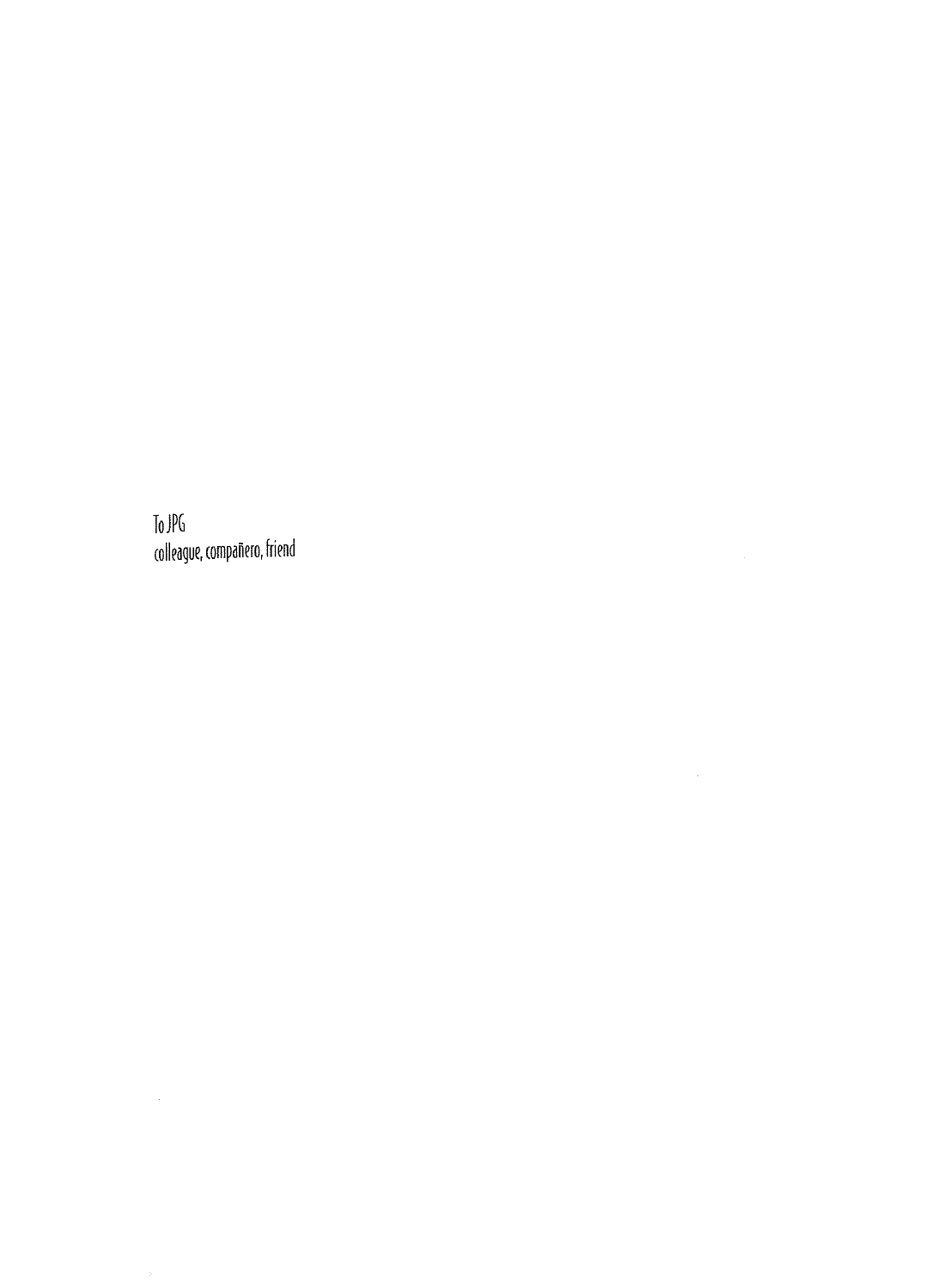To JPG
colleague, compañero, friend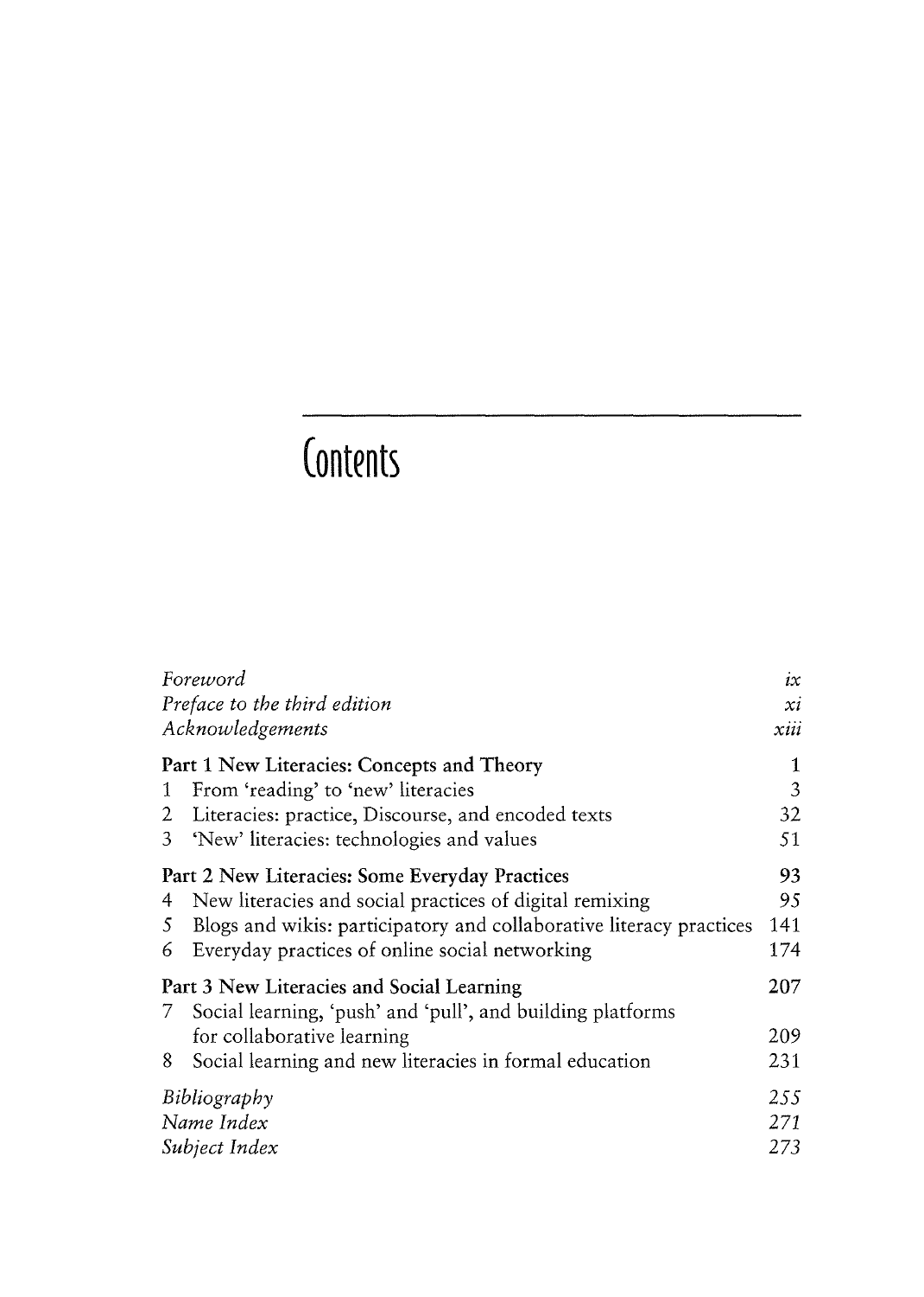# Contents

| | |
|---|---|
| *Foreword* | *ix* |
| *Preface to the third edition* | *xi* |
| *Acknowledgements* | *xiii* |
| **Part 1 New Literacies: Concepts and Theory** | **1** |
| 1 From 'reading' to 'new' literacies | 3 |
| 2 Literacies: practice, Discourse, and encoded texts | 32 |
| 3 'New' literacies: technologies and values | 51 |
| **Part 2 New Literacies: Some Everyday Practices** | **93** |
| 4 New literacies and social practices of digital remixing | 95 |
| 5 Blogs and wikis: participatory and collaborative literacy practices | 141 |
| 6 Everyday practices of online social networking | 174 |
| **Part 3 New Literacies and Social Learning** | **207** |
| 7 Social learning, 'push' and 'pull', and building platforms for collaborative learning | 209 |
| 8 Social learning and new literacies in formal education | 231 |
| *Bibliography* | *255* |
| *Name Index* | *271* |
| *Subject Index* | *273* |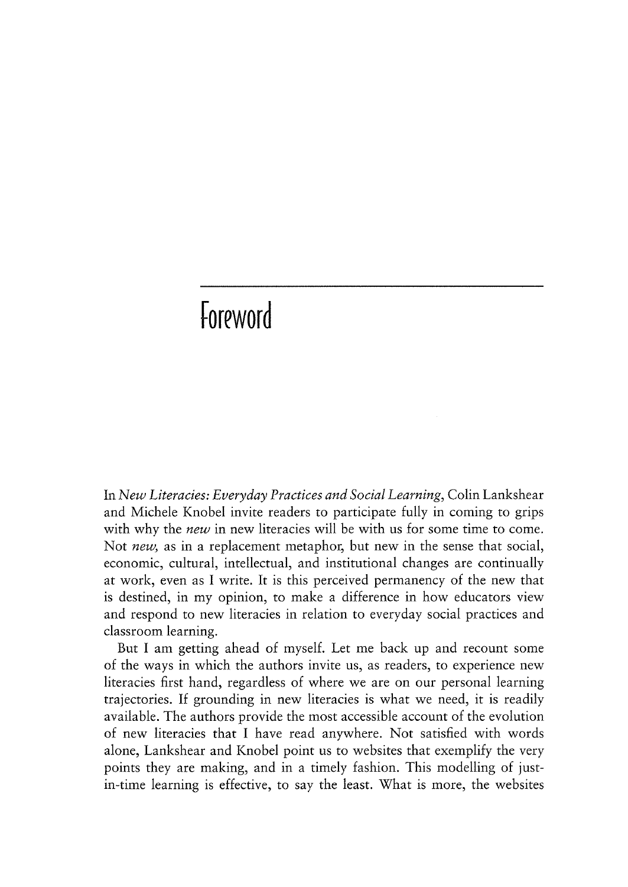# Foreword

In *New Literacies: Everyday Practices and Social Learning*, Colin Lankshear and Michele Knobel invite readers to participate fully in coming to grips with why the *new* in new literacies will be with us for some time to come. Not *new,* as in a replacement metaphor, but new in the sense that social, economic, cultural, intellectual, and institutional changes are continually at work, even as I write. It is this perceived permanency of the new that is destined, in my opinion, to make a difference in how educators view and respond to new literacies in relation to everyday social practices and classroom learning.

But I am getting ahead of myself. Let me back up and recount some of the ways in which the authors invite us, as readers, to experience new literacies first hand, regardless of where we are on our personal learning trajectories. If grounding in new literacies is what we need, it is readily available. The authors provide the most accessible account of the evolution of new literacies that I have read anywhere. Not satisfied with words alone, Lankshear and Knobel point us to websites that exemplify the very points they are making, and in a timely fashion. This modelling of just-in-time learning is effective, to say the least. What is more, the websites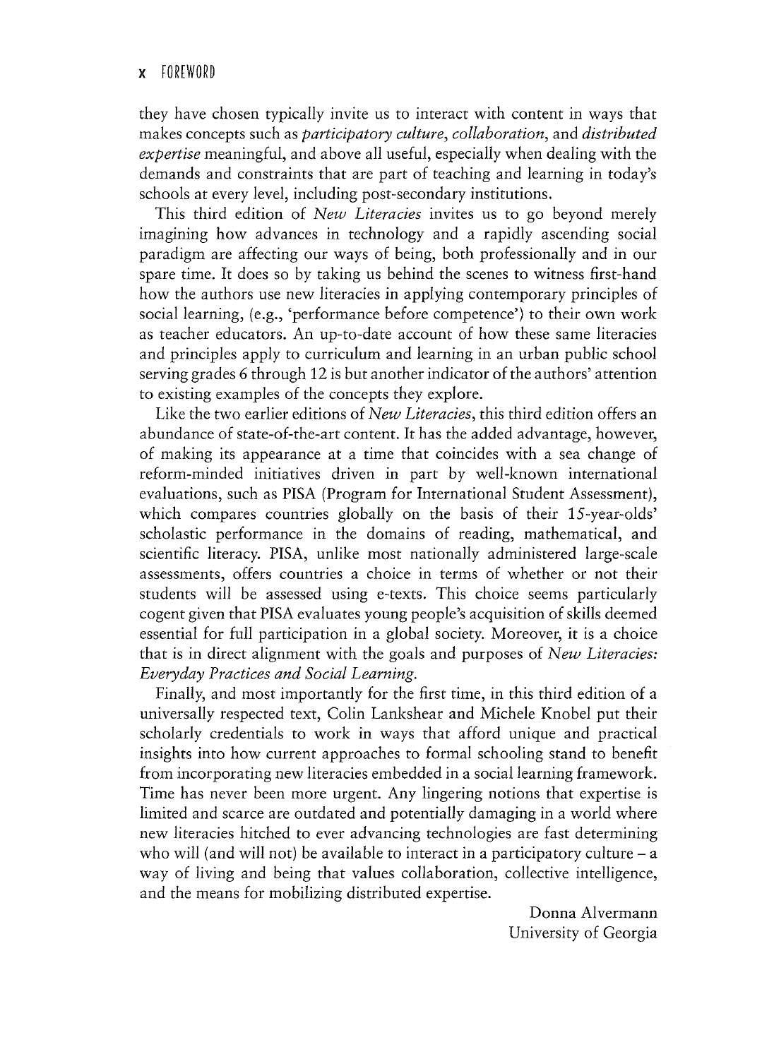they have chosen typically invite us to interact with content in ways that makes concepts such as *participatory culture*, *collaboration*, and *distributed expertise* meaningful, and above all useful, especially when dealing with the demands and constraints that are part of teaching and learning in today's schools at every level, including post-secondary institutions.

This third edition of *New Literacies* invites us to go beyond merely imagining how advances in technology and a rapidly ascending social paradigm are affecting our ways of being, both professionally and in our spare time. It does so by taking us behind the scenes to witness first-hand how the authors use new literacies in applying contemporary principles of social learning, (e.g., 'performance before competence') to their own work as teacher educators. An up-to-date account of how these same literacies and principles apply to curriculum and learning in an urban public school serving grades 6 through 12 is but another indicator of the authors' attention to existing examples of the concepts they explore.

Like the two earlier editions of *New Literacies*, this third edition offers an abundance of state-of-the-art content. It has the added advantage, however, of making its appearance at a time that coincides with a sea change of reform-minded initiatives driven in part by well-known international evaluations, such as PISA (Program for International Student Assessment), which compares countries globally on the basis of their 15-year-olds' scholastic performance in the domains of reading, mathematical, and scientific literacy. PISA, unlike most nationally administered large-scale assessments, offers countries a choice in terms of whether or not their students will be assessed using e-texts. This choice seems particularly cogent given that PISA evaluates young people's acquisition of skills deemed essential for full participation in a global society. Moreover, it is a choice that is in direct alignment with the goals and purposes of *New Literacies: Everyday Practices and Social Learning*.

Finally, and most importantly for the first time, in this third edition of a universally respected text, Colin Lankshear and Michele Knobel put their scholarly credentials to work in ways that afford unique and practical insights into how current approaches to formal schooling stand to benefit from incorporating new literacies embedded in a social learning framework. Time has never been more urgent. Any lingering notions that expertise is limited and scarce are outdated and potentially damaging in a world where new literacies hitched to ever advancing technologies are fast determining who will (and will not) be available to interact in a participatory culture – a way of living and being that values collaboration, collective intelligence, and the means for mobilizing distributed expertise.

Donna Alvermann
University of Georgia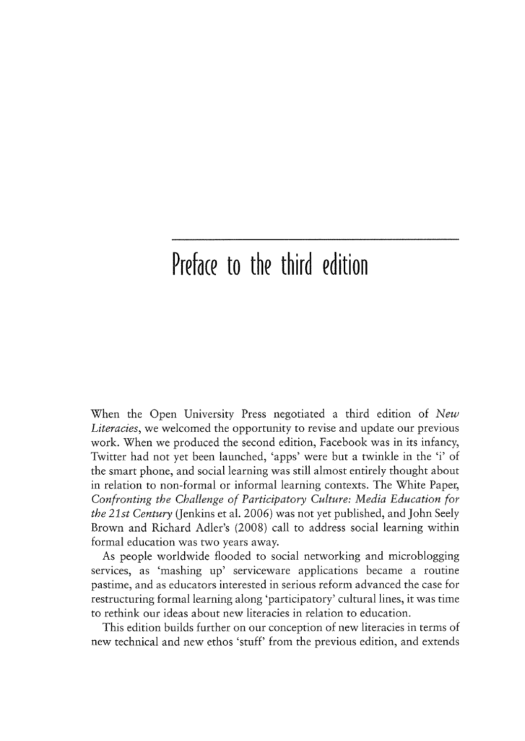# Preface to the third edition

When the Open University Press negotiated a third edition of *New Literacies*, we welcomed the opportunity to revise and update our previous work. When we produced the second edition, Facebook was in its infancy, Twitter had not yet been launched, 'apps' were but a twinkle in the 'i' of the smart phone, and social learning was still almost entirely thought about in relation to non-formal or informal learning contexts. The White Paper, *Confronting the Challenge of Participatory Culture: Media Education for the 21st Century* (Jenkins et al. 2006) was not yet published, and John Seely Brown and Richard Adler's (2008) call to address social learning within formal education was two years away.

As people worldwide flooded to social networking and microblogging services, as 'mashing up' serviceware applications became a routine pastime, and as educators interested in serious reform advanced the case for restructuring formal learning along 'participatory' cultural lines, it was time to rethink our ideas about new literacies in relation to education.

This edition builds further on our conception of new literacies in terms of new technical and new ethos 'stuff' from the previous edition, and extends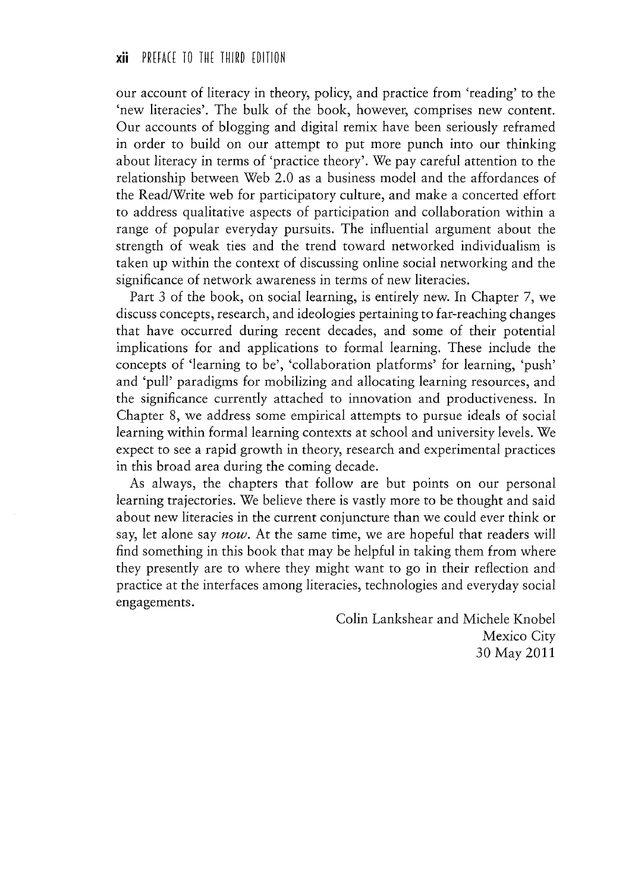our account of literacy in theory, policy, and practice from 'reading' to the 'new literacies'. The bulk of the book, however, comprises new content. Our accounts of blogging and digital remix have been seriously reframed in order to build on our attempt to put more punch into our thinking about literacy in terms of 'practice theory'. We pay careful attention to the relationship between Web 2.0 as a business model and the affordances of the Read/Write web for participatory culture, and make a concerted effort to address qualitative aspects of participation and collaboration within a range of popular everyday pursuits. The influential argument about the strength of weak ties and the trend toward networked individualism is taken up within the context of discussing online social networking and the significance of network awareness in terms of new literacies.

Part 3 of the book, on social learning, is entirely new. In Chapter 7, we discuss concepts, research, and ideologies pertaining to far-reaching changes that have occurred during recent decades, and some of their potential implications for and applications to formal learning. These include the concepts of 'learning to be', 'collaboration platforms' for learning, 'push' and 'pull' paradigms for mobilizing and allocating learning resources, and the significance currently attached to innovation and productiveness. In Chapter 8, we address some empirical attempts to pursue ideals of social learning within formal learning contexts at school and university levels. We expect to see a rapid growth in theory, research and experimental practices in this broad area during the coming decade.

As always, the chapters that follow are but points on our personal learning trajectories. We believe there is vastly more to be thought and said about new literacies in the current conjuncture than we could ever think or say, let alone say *now*. At the same time, we are hopeful that readers will find something in this book that may be helpful in taking them from where they presently are to where they might want to go in their reflection and practice at the interfaces among literacies, technologies and everyday social engagements.

Colin Lankshear and Michele Knobel
Mexico City
30 May 2011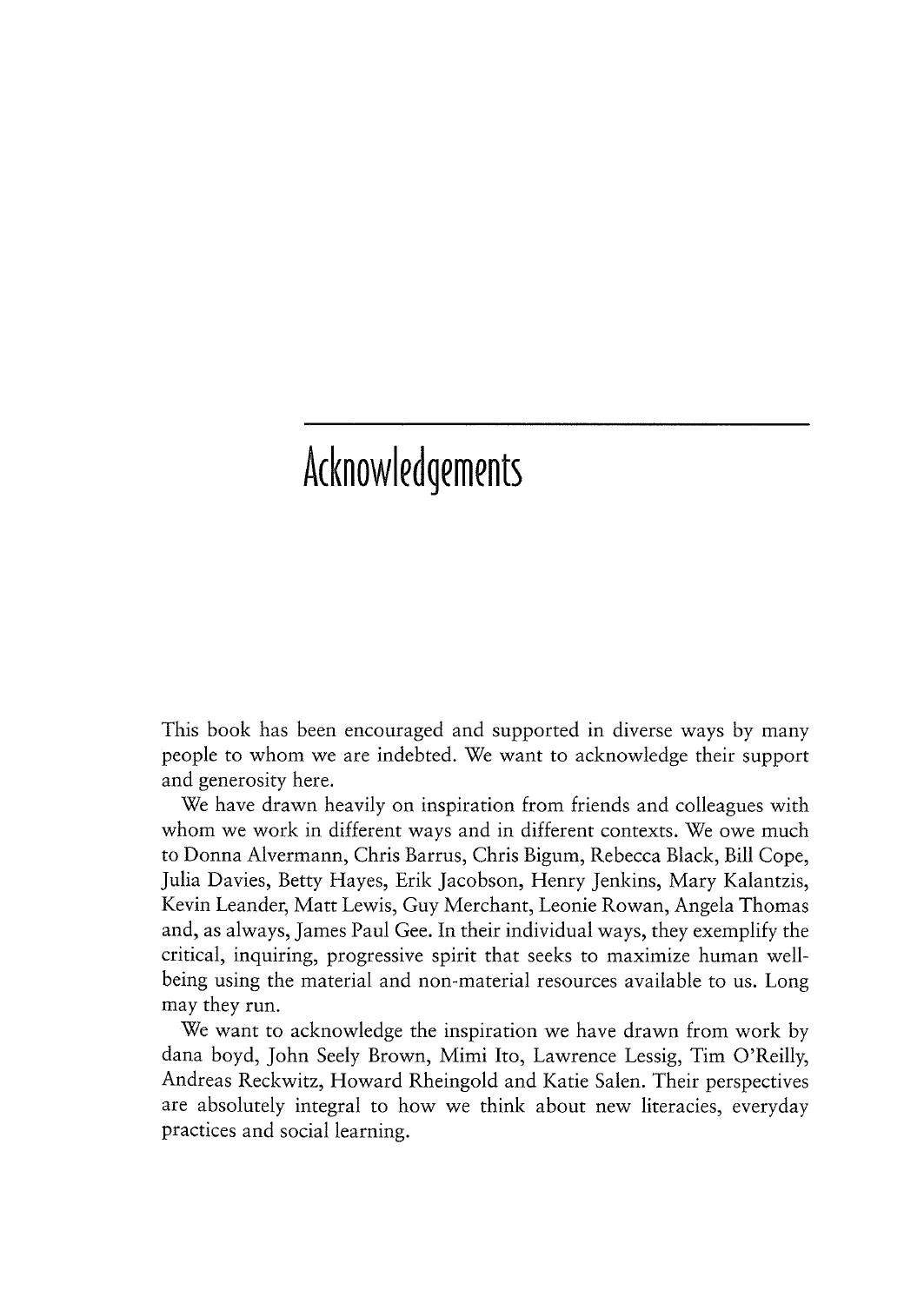# Acknowledgements

This book has been encouraged and supported in diverse ways by many people to whom we are indebted. We want to acknowledge their support and generosity here.

We have drawn heavily on inspiration from friends and colleagues with whom we work in different ways and in different contexts. We owe much to Donna Alvermann, Chris Barrus, Chris Bigum, Rebecca Black, Bill Cope, Julia Davies, Betty Hayes, Erik Jacobson, Henry Jenkins, Mary Kalantzis, Kevin Leander, Matt Lewis, Guy Merchant, Leonie Rowan, Angela Thomas and, as always, James Paul Gee. In their individual ways, they exemplify the critical, inquiring, progressive spirit that seeks to maximize human well-being using the material and non-material resources available to us. Long may they run.

We want to acknowledge the inspiration we have drawn from work by dana boyd, John Seely Brown, Mimi Ito, Lawrence Lessig, Tim O'Reilly, Andreas Reckwitz, Howard Rheingold and Katie Salen. Their perspectives are absolutely integral to how we think about new literacies, everyday practices and social learning.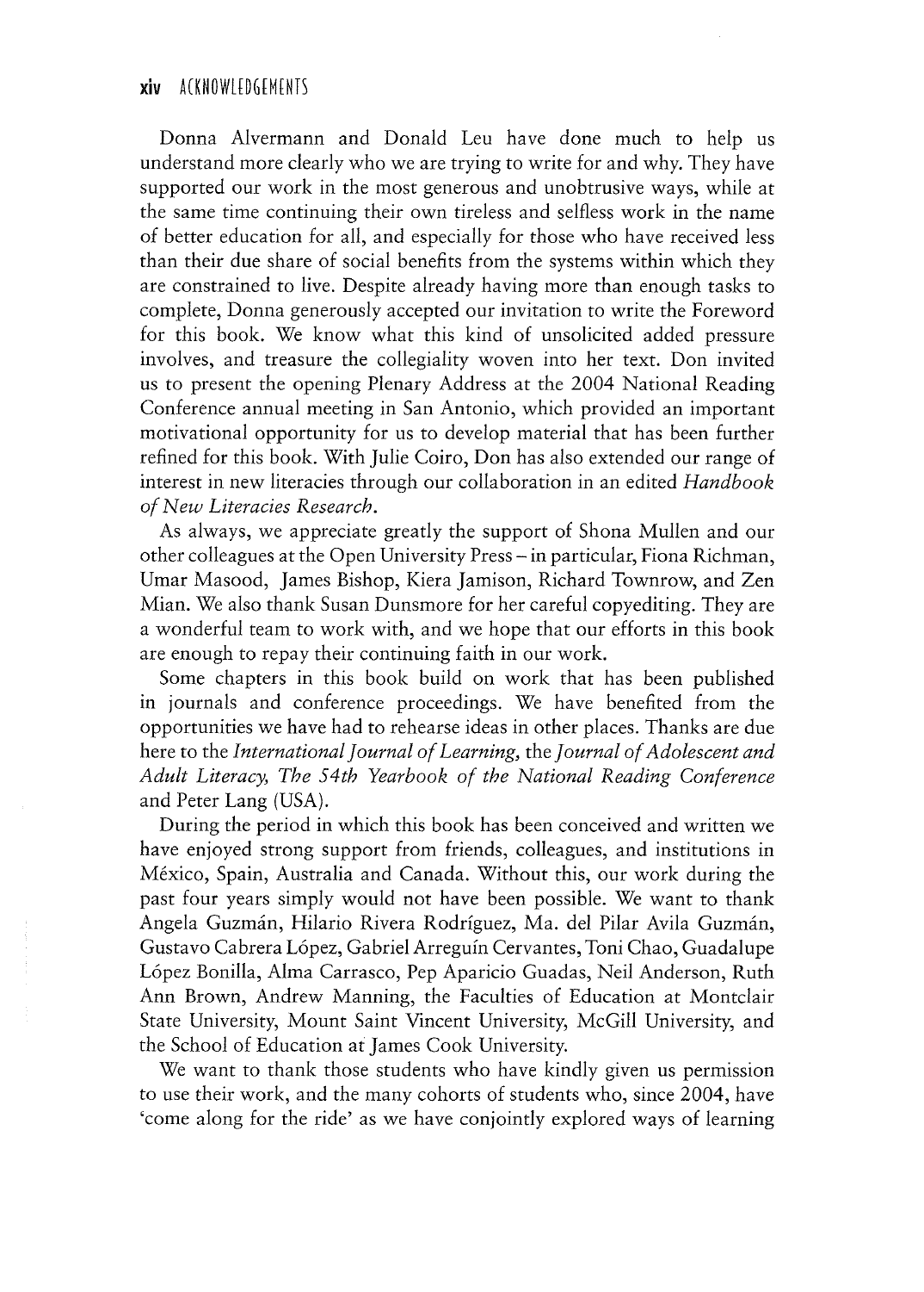Donna Alvermann and Donald Leu have done much to help us understand more clearly who we are trying to write for and why. They have supported our work in the most generous and unobtrusive ways, while at the same time continuing their own tireless and selfless work in the name of better education for all, and especially for those who have received less than their due share of social benefits from the systems within which they are constrained to live. Despite already having more than enough tasks to complete, Donna generously accepted our invitation to write the Foreword for this book. We know what this kind of unsolicited added pressure involves, and treasure the collegiality woven into her text. Don invited us to present the opening Plenary Address at the 2004 National Reading Conference annual meeting in San Antonio, which provided an important motivational opportunity for us to develop material that has been further refined for this book. With Julie Coiro, Don has also extended our range of interest in new literacies through our collaboration in an edited *Handbook of New Literacies Research*.

As always, we appreciate greatly the support of Shona Mullen and our other colleagues at the Open University Press – in particular, Fiona Richman, Umar Masood, James Bishop, Kiera Jamison, Richard Townrow, and Zen Mian. We also thank Susan Dunsmore for her careful copyediting. They are a wonderful team to work with, and we hope that our efforts in this book are enough to repay their continuing faith in our work.

Some chapters in this book build on work that has been published in journals and conference proceedings. We have benefited from the opportunities we have had to rehearse ideas in other places. Thanks are due here to the *International Journal of Learning*, the *Journal of Adolescent and Adult Literacy, The 54th Yearbook of the National Reading Conference* and Peter Lang (USA).

During the period in which this book has been conceived and written we have enjoyed strong support from friends, colleagues, and institutions in México, Spain, Australia and Canada. Without this, our work during the past four years simply would not have been possible. We want to thank Angela Guzmán, Hilario Rivera Rodríguez, Ma. del Pilar Avila Guzmán, Gustavo Cabrera López, Gabriel Arreguín Cervantes, Toni Chao, Guadalupe López Bonilla, Alma Carrasco, Pep Aparicio Guadas, Neil Anderson, Ruth Ann Brown, Andrew Manning, the Faculties of Education at Montclair State University, Mount Saint Vincent University, McGill University, and the School of Education at James Cook University.

We want to thank those students who have kindly given us permission to use their work, and the many cohorts of students who, since 2004, have 'come along for the ride' as we have conjointly explored ways of learning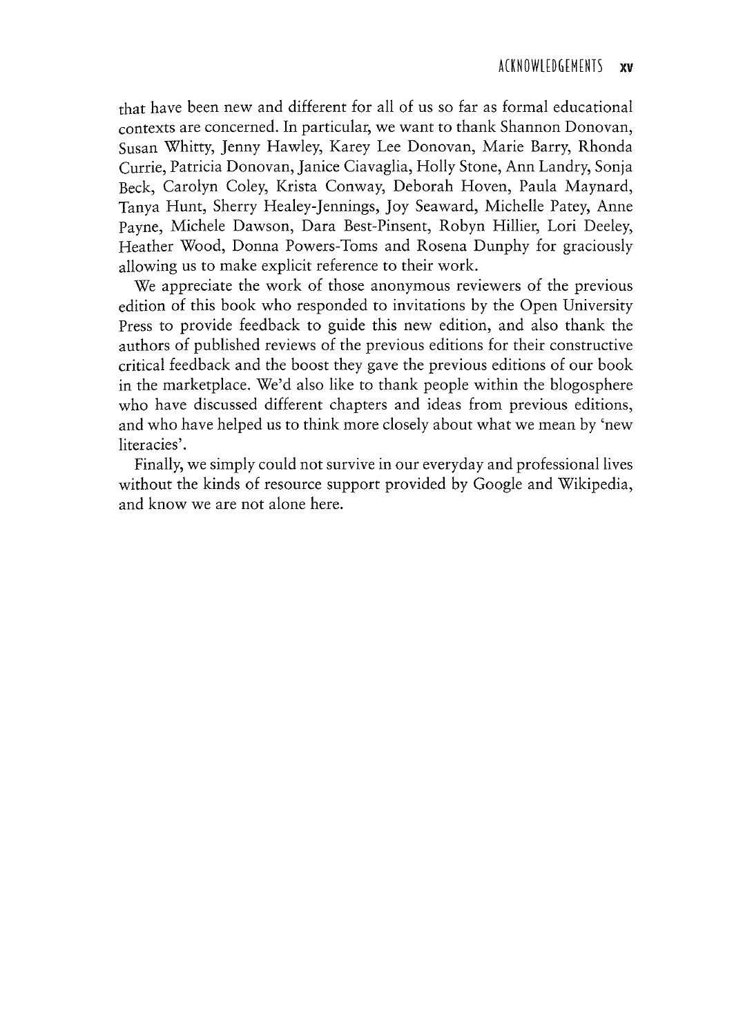that have been new and different for all of us so far as formal educational contexts are concerned. In particular, we want to thank Shannon Donovan, Susan Whitty, Jenny Hawley, Karey Lee Donovan, Marie Barry, Rhonda Currie, Patricia Donovan, Janice Ciavaglia, Holly Stone, Ann Landry, Sonja Beck, Carolyn Coley, Krista Conway, Deborah Hoven, Paula Maynard, Tanya Hunt, Sherry Healey-Jennings, Joy Seaward, Michelle Patey, Anne Payne, Michele Dawson, Dara Best-Pinsent, Robyn Hillier, Lori Deeley, Heather Wood, Donna Powers-Toms and Rosena Dunphy for graciously allowing us to make explicit reference to their work.

We appreciate the work of those anonymous reviewers of the previous edition of this book who responded to invitations by the Open University Press to provide feedback to guide this new edition, and also thank the authors of published reviews of the previous editions for their constructive critical feedback and the boost they gave the previous editions of our book in the marketplace. We'd also like to thank people within the blogosphere who have discussed different chapters and ideas from previous editions, and who have helped us to think more closely about what we mean by 'new literacies'.

Finally, we simply could not survive in our everyday and professional lives without the kinds of resource support provided by Google and Wikipedia, and know we are not alone here.